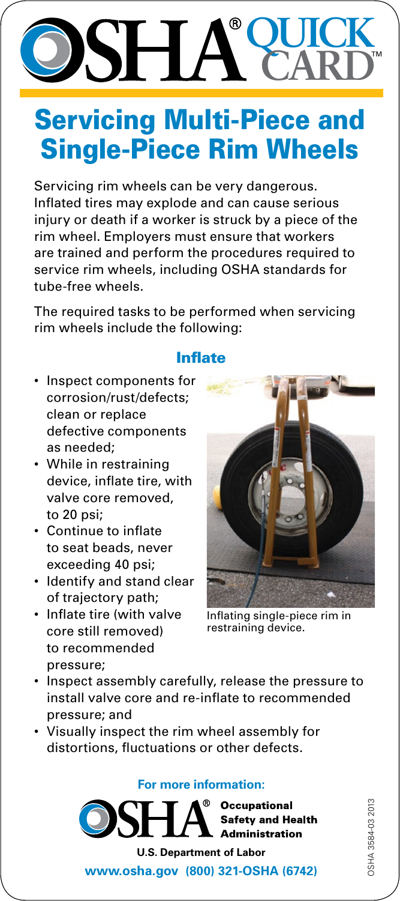# OSHA® QUICK CARD™

# Servicing Multi-Piece and Single-Piece Rim Wheels

Servicing rim wheels can be very dangerous. Inflated tires may explode and can cause serious injury or death if a worker is struck by a piece of the rim wheel. Employers must ensure that workers are trained and perform the procedures required to service rim wheels, including OSHA standards for tube-free wheels.

The required tasks to be performed when servicing rim wheels include the following:

## Inflate

- Inspect components for corrosion/rust/defects; clean or replace defective components as needed;
- While in restraining device, inflate tire, with valve core removed, to 20 psi;
- Continue to inflate to seat beads, never exceeding 40 psi;
- Identify and stand clear of trajectory path;
- Inflate tire (with valve core still removed) to recommended pressure;
- Inspect assembly carefully, release the pressure to install valve core and re-inflate to recommended pressure; and
- Visually inspect the rim wheel assembly for distortions, fluctuations or other defects.

Inflating single-piece rim in restraining device.

**For more information:**

**OSHA® Occupational Safety and Health Administration**

**U.S. Department of Labor**

**www.osha.gov (800) 321-OSHA (6742)**

OSHA 3584-03 2013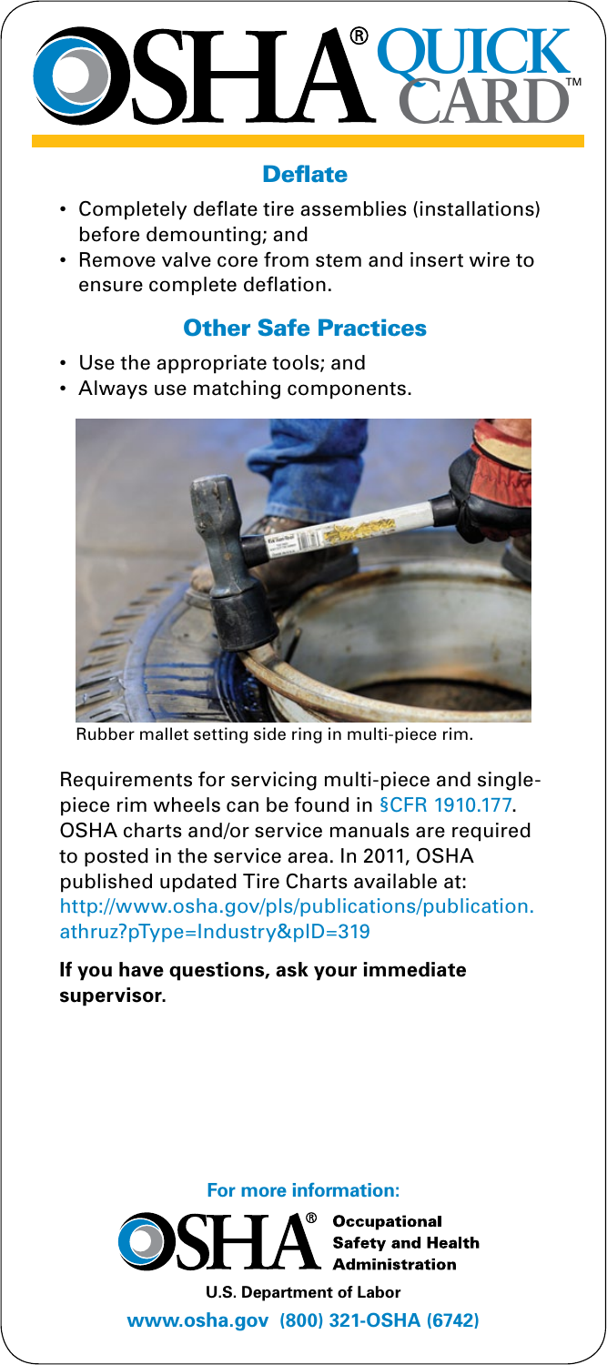# OSHA® QUICK CARD™

## Deflate

- Completely deflate tire assemblies (installations) before demounting; and
- Remove valve core from stem and insert wire to ensure complete deflation.

## Other Safe Practices

- Use the appropriate tools; and
- Always use matching components.

Rubber mallet setting side ring in multi-piece rim.

Requirements for servicing multi-piece and single-piece rim wheels can be found in §CFR 1910.177. OSHA charts and/or service manuals are required to posted in the service area. In 2011, OSHA published updated Tire Charts available at: http://www.osha.gov/pls/publications/publication.athruz?pType=Industry&pID=319

**If you have questions, ask your immediate supervisor.**

**For more information:**

**Occupational Safety and Health Administration**

**U.S. Department of Labor**

**www.osha.gov (800) 321-OSHA (6742)**